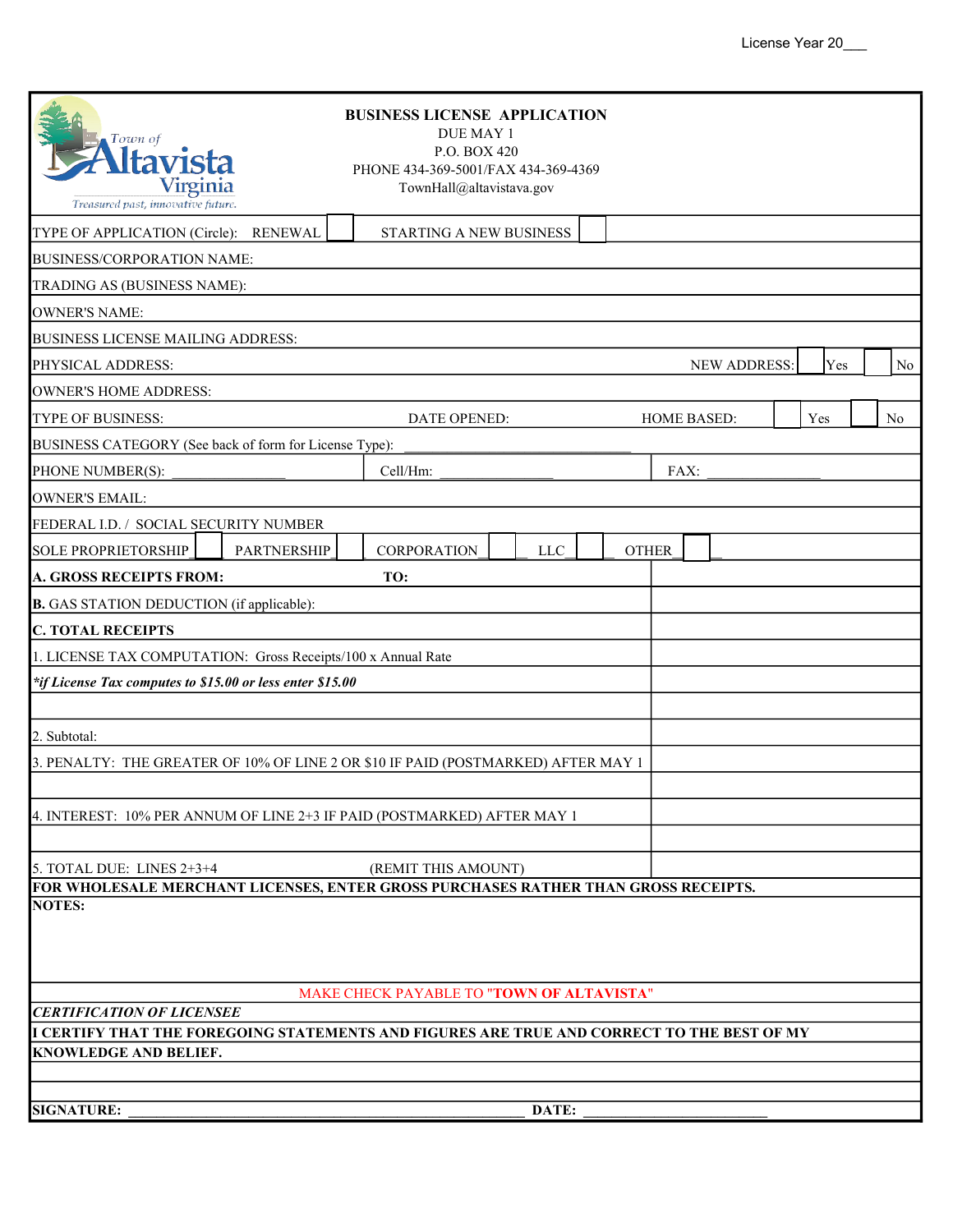License Year 20___

Town of Altavista Virginia
*Treasured past, innovative future.*

# BUSINESS LICENSE APPLICATION

DUE MAY 1
P.O. BOX 420
PHONE 434-369-5001/FAX 434-369-4369
TownHall@altavistava.gov

TYPE OF APPLICATION (Circle): RENEWAL ☐ STARTING A NEW BUSINESS ☐

BUSINESS/CORPORATION NAME:

TRADING AS (BUSINESS NAME):

OWNER'S NAME:

BUSINESS LICENSE MAILING ADDRESS:

PHYSICAL ADDRESS: NEW ADDRESS: ☐ Yes ☐ No

OWNER'S HOME ADDRESS:

TYPE OF BUSINESS: DATE OPENED: HOME BASED: ☐ Yes ☐ No

BUSINESS CATEGORY (See back of form for License Type): ______________________________

PHONE NUMBER(S): _______________ Cell/Hm: _______________ FAX: _______________

OWNER'S EMAIL:

FEDERAL I.D. / SOCIAL SECURITY NUMBER

SOLE PROPRIETORSHIP ☐ PARTNERSHIP ☐ CORPORATION ☐ LLC ☐ OTHER ☐

| | |
|---|---|
| **A. GROSS RECEIPTS FROM:** **TO:** | |
| **B.** GAS STATION DEDUCTION (if applicable): | |
| **C. TOTAL RECEIPTS** | |
| 1. LICENSE TAX COMPUTATION: Gross Receipts/100 x Annual Rate | |
| ***if License Tax computes to $15.00 or less enter $15.00** | |
| | |
| 2. Subtotal: | |
| 3. PENALTY: THE GREATER OF 10% OF LINE 2 OR $10 IF PAID (POSTMARKED) AFTER MAY 1 | |
| | |
| 4. INTEREST: 10% PER ANNUM OF LINE 2+3 IF PAID (POSTMARKED) AFTER MAY 1 | |
| | |
| 5. TOTAL DUE: LINES 2+3+4 (REMIT THIS AMOUNT) | |

**FOR WHOLESALE MERCHANT LICENSES, ENTER GROSS PURCHASES RATHER THAN GROSS RECEIPTS.**

**NOTES:**

MAKE CHECK PAYABLE TO "**TOWN OF ALTAVISTA**"

***CERTIFICATION OF LICENSEE***

**I CERTIFY THAT THE FOREGOING STATEMENTS AND FIGURES ARE TRUE AND CORRECT TO THE BEST OF MY KNOWLEDGE AND BELIEF.**

**SIGNATURE:** ______________________________________________ **DATE:** ________________________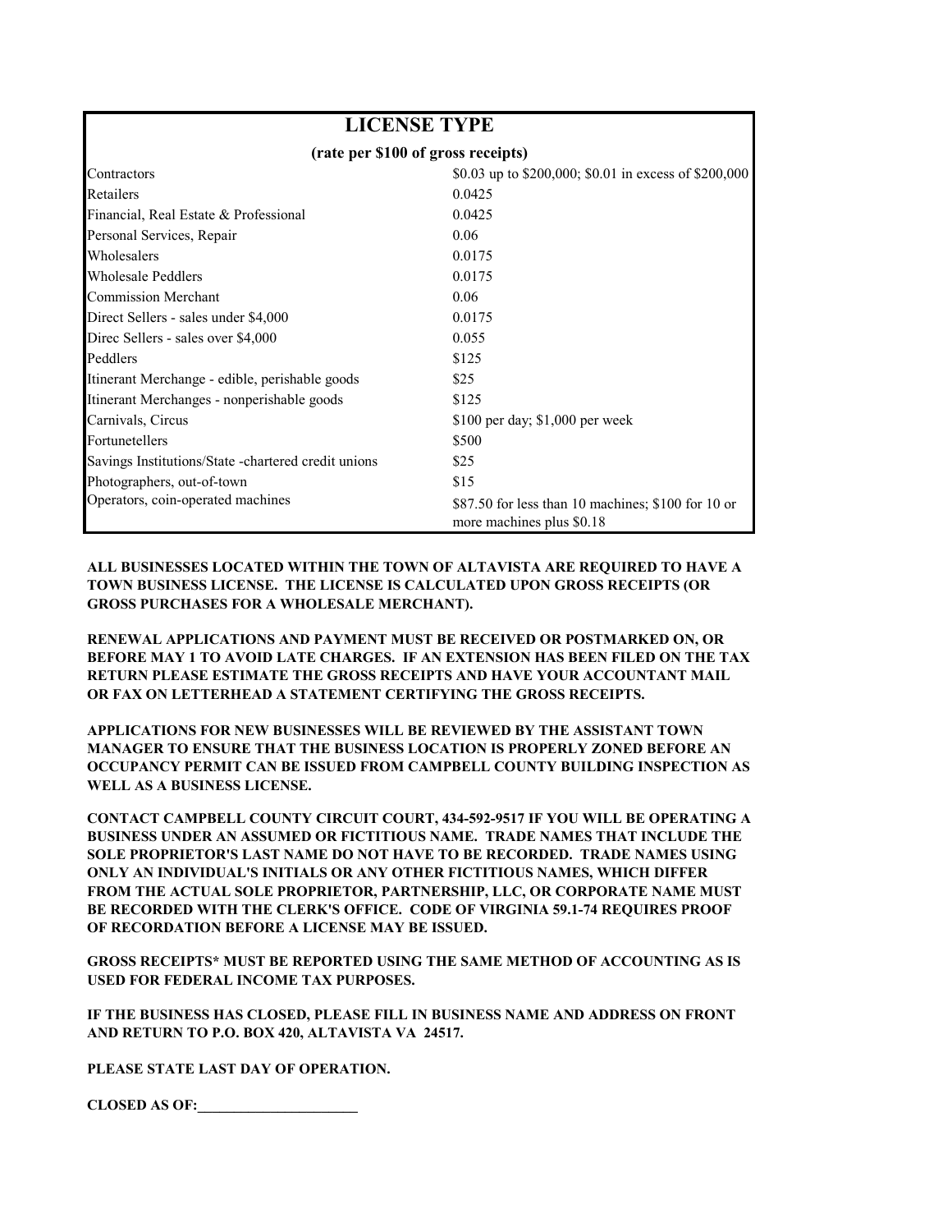| LICENSE TYPE | |
| --- | --- |
| (rate per $100 of gross receipts) | |
| Contractors | $0.03 up to $200,000; $0.01 in excess of $200,000 |
| Retailers | 0.0425 |
| Financial, Real Estate & Professional | 0.0425 |
| Personal Services, Repair | 0.06 |
| Wholesalers | 0.0175 |
| Wholesale Peddlers | 0.0175 |
| Commission Merchant | 0.06 |
| Direct Sellers - sales under $4,000 | 0.0175 |
| Direc Sellers - sales over $4,000 | 0.055 |
| Peddlers | $125 |
| Itinerant Merchange - edible, perishable goods | $25 |
| Itinerant Merchanges - nonperishable goods | $125 |
| Carnivals, Circus | $100 per day; $1,000 per week |
| Fortunetellers | $500 |
| Savings Institutions/State -chartered credit unions | $25 |
| Photographers, out-of-town | $15 |
| Operators, coin-operated machines | $87.50 for less than 10 machines; $100 for 10 or more machines plus $0.18 |

**ALL BUSINESSES LOCATED WITHIN THE TOWN OF ALTAVISTA ARE REQUIRED TO HAVE A TOWN BUSINESS LICENSE. THE LICENSE IS CALCULATED UPON GROSS RECEIPTS (OR GROSS PURCHASES FOR A WHOLESALE MERCHANT).**

**RENEWAL APPLICATIONS AND PAYMENT MUST BE RECEIVED OR POSTMARKED ON, OR BEFORE MAY 1 TO AVOID LATE CHARGES. IF AN EXTENSION HAS BEEN FILED ON THE TAX RETURN PLEASE ESTIMATE THE GROSS RECEIPTS AND HAVE YOUR ACCOUNTANT MAIL OR FAX ON LETTERHEAD A STATEMENT CERTIFYING THE GROSS RECEIPTS.**

**APPLICATIONS FOR NEW BUSINESSES WILL BE REVIEWED BY THE ASSISTANT TOWN MANAGER TO ENSURE THAT THE BUSINESS LOCATION IS PROPERLY ZONED BEFORE AN OCCUPANCY PERMIT CAN BE ISSUED FROM CAMPBELL COUNTY BUILDING INSPECTION AS WELL AS A BUSINESS LICENSE.**

**CONTACT CAMPBELL COUNTY CIRCUIT COURT, 434-592-9517 IF YOU WILL BE OPERATING A BUSINESS UNDER AN ASSUMED OR FICTITIOUS NAME. TRADE NAMES THAT INCLUDE THE SOLE PROPRIETOR'S LAST NAME DO NOT HAVE TO BE RECORDED. TRADE NAMES USING ONLY AN INDIVIDUAL'S INITIALS OR ANY OTHER FICTITIOUS NAMES, WHICH DIFFER FROM THE ACTUAL SOLE PROPRIETOR, PARTNERSHIP, LLC, OR CORPORATE NAME MUST BE RECORDED WITH THE CLERK'S OFFICE. CODE OF VIRGINIA 59.1-74 REQUIRES PROOF OF RECORDATION BEFORE A LICENSE MAY BE ISSUED.**

**GROSS RECEIPTS* MUST BE REPORTED USING THE SAME METHOD OF ACCOUNTING AS IS USED FOR FEDERAL INCOME TAX PURPOSES.**

**IF THE BUSINESS HAS CLOSED, PLEASE FILL IN BUSINESS NAME AND ADDRESS ON FRONT AND RETURN TO P.O. BOX 420, ALTAVISTA VA 24517.**

**PLEASE STATE LAST DAY OF OPERATION.**

**CLOSED AS OF:______________________**